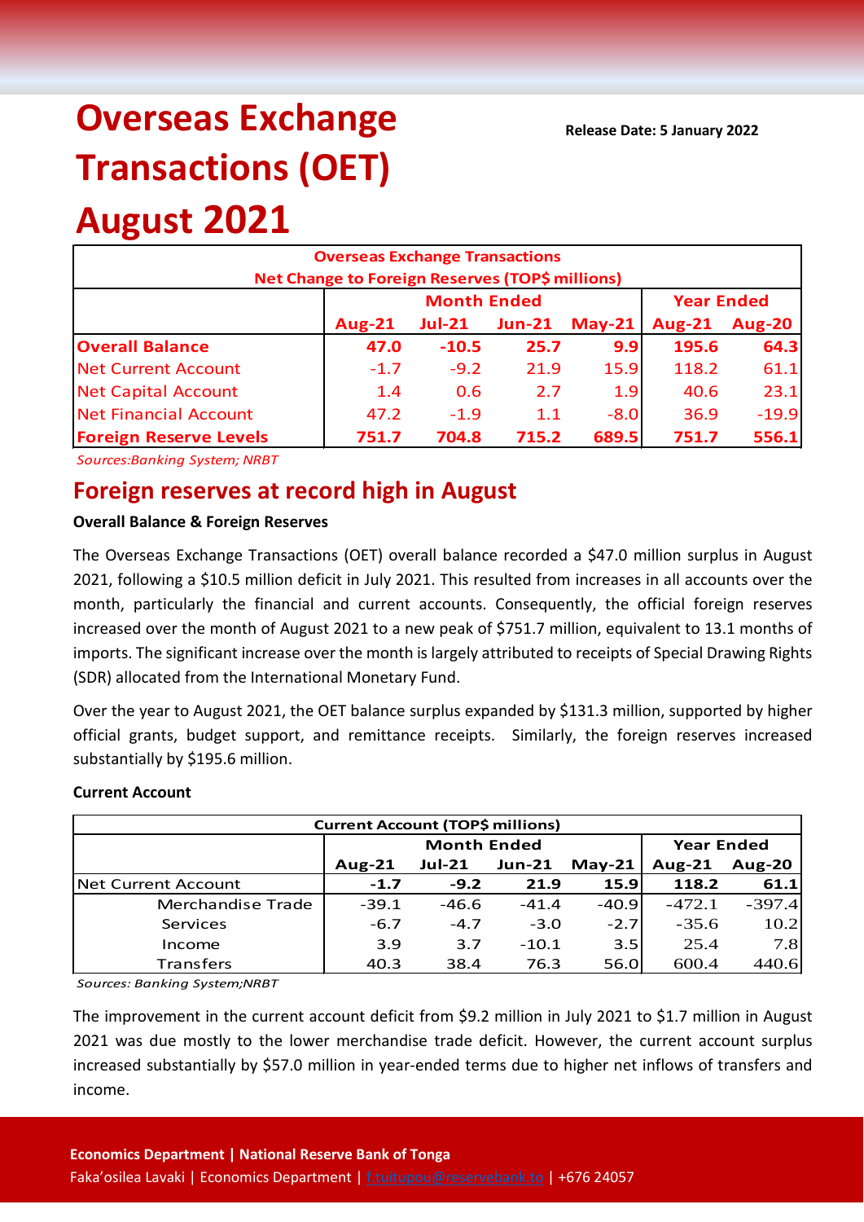# Overseas Exchange Transactions (OET) August 2021

**Release Date: 5 January 2022**

| Overseas Exchange Transactions Net Change to Foreign Reserves (TOP$ millions) | | | | | | |
|---|---|---|---|---|---|---|
| | Month Ended | | | | Year Ended | |
| | Aug-21 | Jul-21 | Jun-21 | May-21 | Aug-21 | Aug-20 |
| **Overall Balance** | **47.0** | **-10.5** | **25.7** | **9.9** | **195.6** | **64.3** |
| Net Current Account | -1.7 | -9.2 | 21.9 | 15.9 | 118.2 | 61.1 |
| Net Capital Account | 1.4 | 0.6 | 2.7 | 1.9 | 40.6 | 23.1 |
| Net Financial Account | 47.2 | -1.9 | 1.1 | -8.0 | 36.9 | -19.9 |
| **Foreign Reserve Levels** | **751.7** | **704.8** | **715.2** | **689.5** | **751.7** | **556.1** |

*Sources:Banking System; NRBT*

## Foreign reserves at record high in August

**Overall Balance & Foreign Reserves**

The Overseas Exchange Transactions (OET) overall balance recorded a $47.0 million surplus in August 2021, following a $10.5 million deficit in July 2021. This resulted from increases in all accounts over the month, particularly the financial and current accounts. Consequently, the official foreign reserves increased over the month of August 2021 to a new peak of $751.7 million, equivalent to 13.1 months of imports. The significant increase over the month is largely attributed to receipts of Special Drawing Rights (SDR) allocated from the International Monetary Fund.

Over the year to August 2021, the OET balance surplus expanded by $131.3 million, supported by higher official grants, budget support, and remittance receipts. Similarly, the foreign reserves increased substantially by $195.6 million.

**Current Account**

| Current Account (TOP$ millions) | | | | | | |
|---|---|---|---|---|---|---|
| | Month Ended | | | | Year Ended | |
| | Aug-21 | Jul-21 | Jun-21 | May-21 | Aug-21 | Aug-20 |
| Net Current Account | **-1.7** | **-9.2** | **21.9** | **15.9** | **118.2** | **61.1** |
| Merchandise Trade | -39.1 | -46.6 | -41.4 | -40.9 | -472.1 | -397.4 |
| Services | -6.7 | -4.7 | -3.0 | -2.7 | -35.6 | 10.2 |
| Income | 3.9 | 3.7 | -10.1 | 3.5 | 25.4 | 7.8 |
| Transfers | 40.3 | 38.4 | 76.3 | 56.0 | 600.4 | 440.6 |

*Sources: Banking System;NRBT*

The improvement in the current account deficit from $9.2 million in July 2021 to $1.7 million in August 2021 was due mostly to the lower merchandise trade deficit. However, the current account surplus increased substantially by $57.0 million in year-ended terms due to higher net inflows of transfers and income.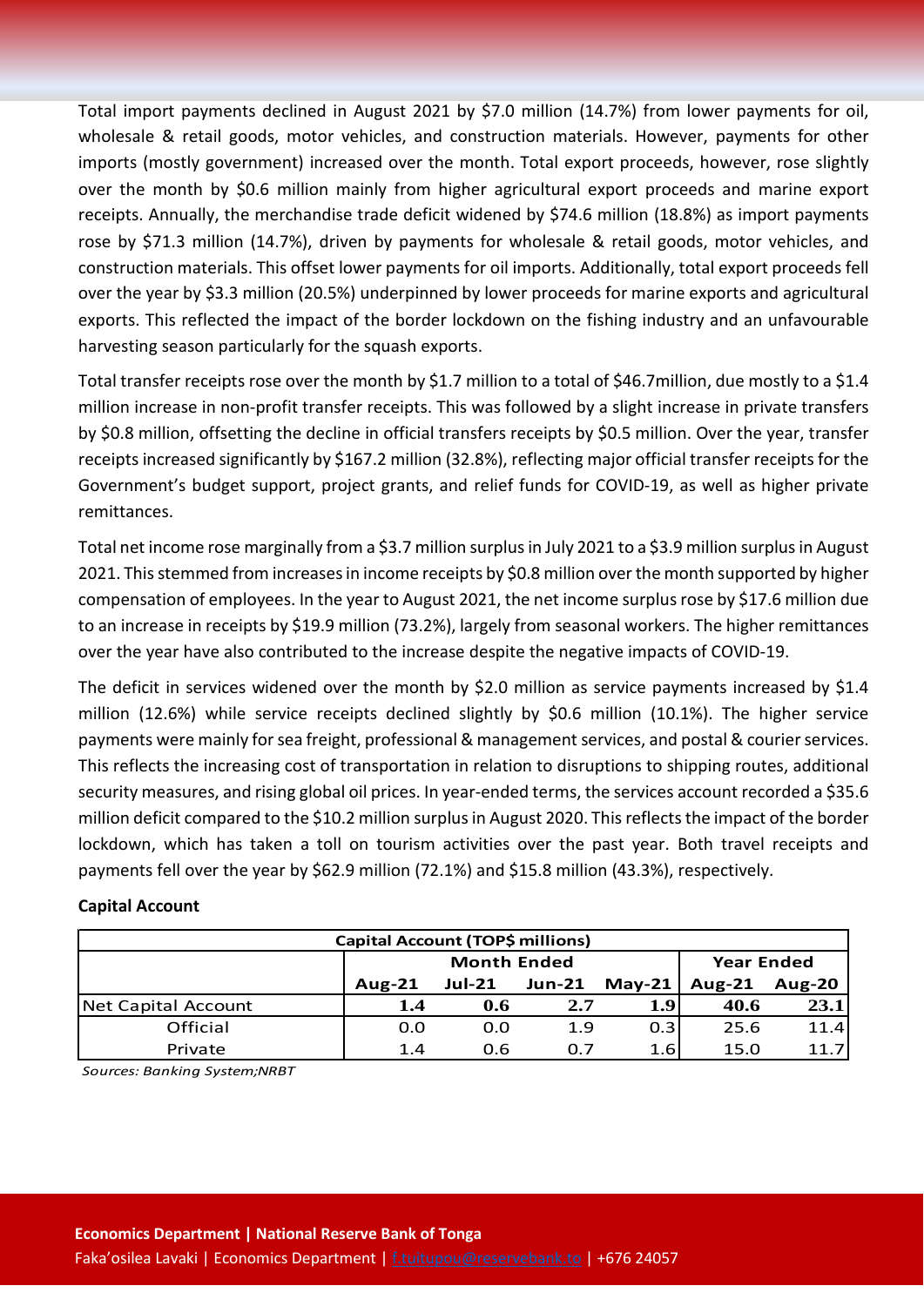Total import payments declined in August 2021 by $7.0 million (14.7%) from lower payments for oil, wholesale & retail goods, motor vehicles, and construction materials. However, payments for other imports (mostly government) increased over the month. Total export proceeds, however, rose slightly over the month by $0.6 million mainly from higher agricultural export proceeds and marine export receipts. Annually, the merchandise trade deficit widened by $74.6 million (18.8%) as import payments rose by $71.3 million (14.7%), driven by payments for wholesale & retail goods, motor vehicles, and construction materials. This offset lower payments for oil imports. Additionally, total export proceeds fell over the year by $3.3 million (20.5%) underpinned by lower proceeds for marine exports and agricultural exports. This reflected the impact of the border lockdown on the fishing industry and an unfavourable harvesting season particularly for the squash exports.

Total transfer receipts rose over the month by $1.7 million to a total of $46.7million, due mostly to a $1.4 million increase in non-profit transfer receipts. This was followed by a slight increase in private transfers by $0.8 million, offsetting the decline in official transfers receipts by $0.5 million. Over the year, transfer receipts increased significantly by $167.2 million (32.8%), reflecting major official transfer receipts for the Government's budget support, project grants, and relief funds for COVID-19, as well as higher private remittances.

Total net income rose marginally from a $3.7 million surplus in July 2021 to a $3.9 million surplus in August 2021. This stemmed from increases in income receipts by $0.8 million over the month supported by higher compensation of employees. In the year to August 2021, the net income surplus rose by $17.6 million due to an increase in receipts by $19.9 million (73.2%), largely from seasonal workers. The higher remittances over the year have also contributed to the increase despite the negative impacts of COVID-19.

The deficit in services widened over the month by $2.0 million as service payments increased by $1.4 million (12.6%) while service receipts declined slightly by $0.6 million (10.1%). The higher service payments were mainly for sea freight, professional & management services, and postal & courier services. This reflects the increasing cost of transportation in relation to disruptions to shipping routes, additional security measures, and rising global oil prices. In year-ended terms, the services account recorded a $35.6 million deficit compared to the $10.2 million surplus in August 2020. This reflects the impact of the border lockdown, which has taken a toll on tourism activities over the past year. Both travel receipts and payments fell over the year by $62.9 million (72.1%) and $15.8 million (43.3%), respectively.

**Capital Account**

| Capital Account (TOP$ millions) | | | | | | |
|---|---|---|---|---|---|---|
| | Month Ended | | | | Year Ended | |
| | Aug-21 | Jul-21 | Jun-21 | May-21 | Aug-21 | Aug-20 |
| Net Capital Account | **1.4** | **0.6** | **2.7** | **1.9** | **40.6** | **23.1** |
| Official | 0.0 | 0.0 | 1.9 | 0.3 | 25.6 | 11.4 |
| Private | 1.4 | 0.6 | 0.7 | 1.6 | 15.0 | 11.7 |

*Sources: Banking System;NRBT*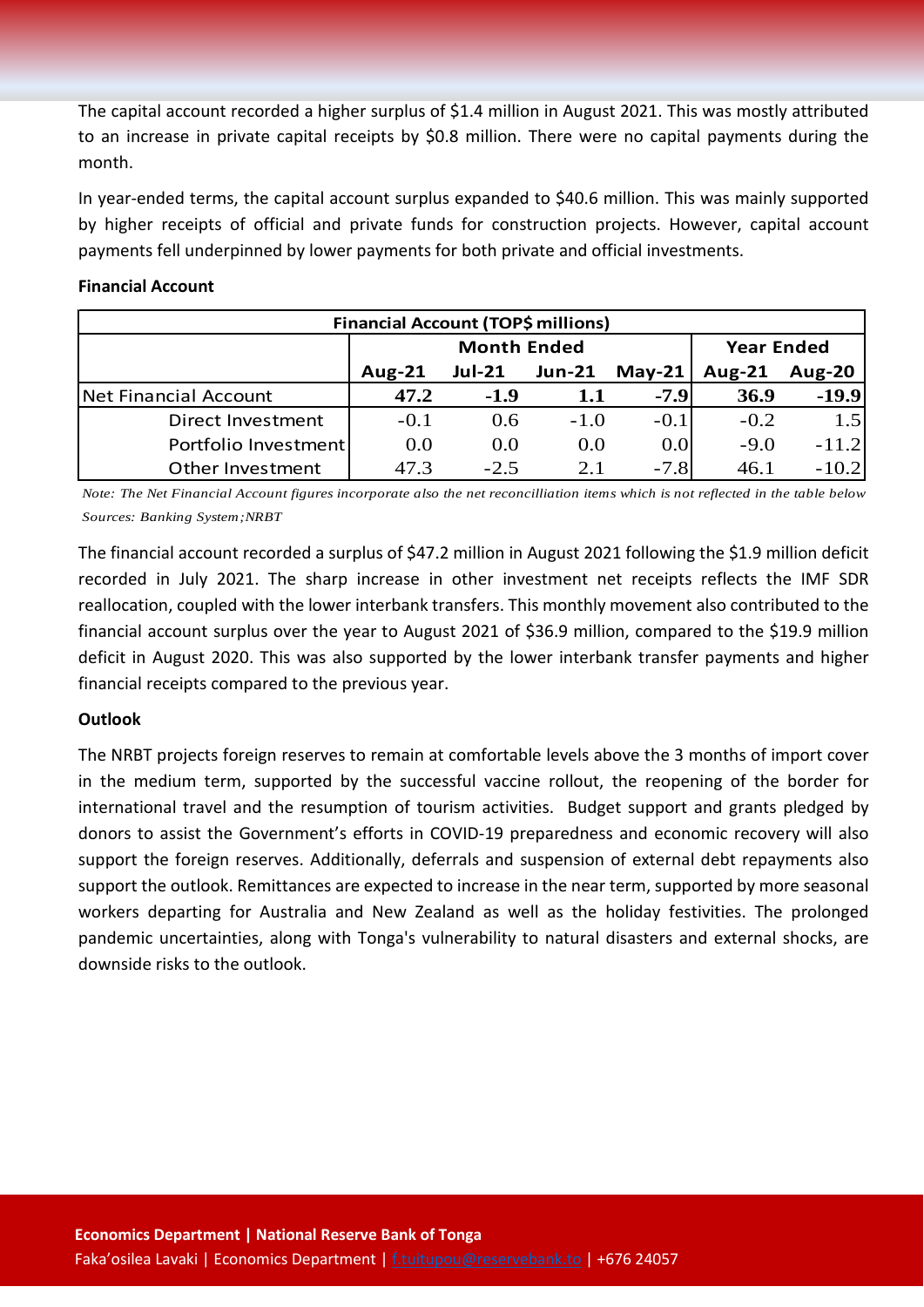The capital account recorded a higher surplus of $1.4 million in August 2021. This was mostly attributed to an increase in private capital receipts by $0.8 million. There were no capital payments during the month.

In year-ended terms, the capital account surplus expanded to $40.6 million. This was mainly supported by higher receipts of official and private funds for construction projects. However, capital account payments fell underpinned by lower payments for both private and official investments.

**Financial Account**

| Financial Account (TOP$ millions) | | | | | | |
|---|---|---|---|---|---|---|
| | Month Ended | | | | Year Ended | |
| | Aug-21 | Jul-21 | Jun-21 | May-21 | Aug-21 | Aug-20 |
| Net Financial Account | **47.2** | **-1.9** | **1.1** | **-7.9** | **36.9** | **-19.9** |
| Direct Investment | -0.1 | 0.6 | -1.0 | -0.1 | -0.2 | 1.5 |
| Portfolio Investment | 0.0 | 0.0 | 0.0 | 0.0 | -9.0 | -11.2 |
| Other Investment | 47.3 | -2.5 | 2.1 | -7.8 | 46.1 | -10.2 |

*Note: The Net Financial Account figures incorporate also the net reconcilliation items which is not reflected in the table below*

*Sources: Banking System;NRBT*

The financial account recorded a surplus of $47.2 million in August 2021 following the $1.9 million deficit recorded in July 2021. The sharp increase in other investment net receipts reflects the IMF SDR reallocation, coupled with the lower interbank transfers. This monthly movement also contributed to the financial account surplus over the year to August 2021 of $36.9 million, compared to the $19.9 million deficit in August 2020. This was also supported by the lower interbank transfer payments and higher financial receipts compared to the previous year.

**Outlook**

The NRBT projects foreign reserves to remain at comfortable levels above the 3 months of import cover in the medium term, supported by the successful vaccine rollout, the reopening of the border for international travel and the resumption of tourism activities. Budget support and grants pledged by donors to assist the Government's efforts in COVID-19 preparedness and economic recovery will also support the foreign reserves. Additionally, deferrals and suspension of external debt repayments also support the outlook. Remittances are expected to increase in the near term, supported by more seasonal workers departing for Australia and New Zealand as well as the holiday festivities. The prolonged pandemic uncertainties, along with Tonga's vulnerability to natural disasters and external shocks, are downside risks to the outlook.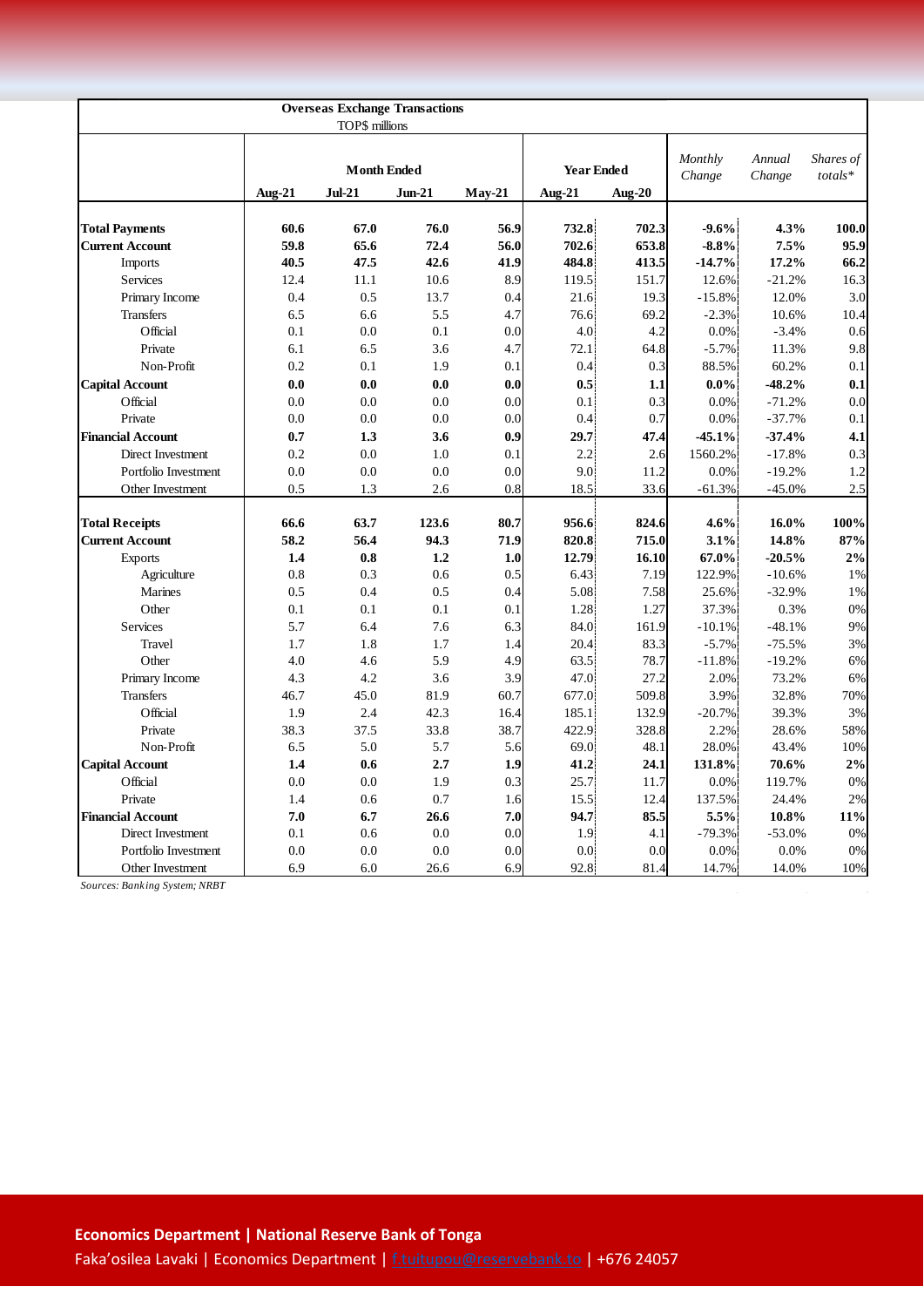**Overseas Exchange Transactions**
TOP$ millions

| | Month Ended | | | | Year Ended | | *Monthly Change* | *Annual Change* | *Shares of totals** |
|---|---|---|---|---|---|---|---|---|---|
| | **Aug-21** | **Jul-21** | **Jun-21** | **May-21** | **Aug-21** | **Aug-20** | | | |
| **Total Payments** | **60.6** | **67.0** | **76.0** | **56.9** | **732.8** | **702.3** | **-9.6%** | **4.3%** | **100.0** |
| **Current Account** | **59.8** | **65.6** | **72.4** | **56.0** | **702.6** | **653.8** | **-8.8%** | **7.5%** | **95.9** |
| Imports | 40.5 | 47.5 | 42.6 | 41.9 | 484.8 | 413.5 | -14.7% | 17.2% | 66.2 |
| Services | 12.4 | 11.1 | 10.6 | 8.9 | 119.5 | 151.7 | 12.6% | -21.2% | 16.3 |
| Primary Income | 0.4 | 0.5 | 13.7 | 0.4 | 21.6 | 19.3 | -15.8% | 12.0% | 3.0 |
| Transfers | 6.5 | 6.6 | 5.5 | 4.7 | 76.6 | 69.2 | -2.3% | 10.6% | 10.4 |
| Official | 0.1 | 0.0 | 0.1 | 0.0 | 4.0 | 4.2 | 0.0% | -3.4% | 0.6 |
| Private | 6.1 | 6.5 | 3.6 | 4.7 | 72.1 | 64.8 | -5.7% | 11.3% | 9.8 |
| Non-Profit | 0.2 | 0.1 | 1.9 | 0.1 | 0.4 | 0.3 | 88.5% | 60.2% | 0.1 |
| **Capital Account** | **0.0** | **0.0** | **0.0** | **0.0** | **0.5** | **1.1** | **0.0%** | **-48.2%** | **0.1** |
| Official | 0.0 | 0.0 | 0.0 | 0.0 | 0.1 | 0.3 | 0.0% | -71.2% | 0.0 |
| Private | 0.0 | 0.0 | 0.0 | 0.0 | 0.4 | 0.7 | 0.0% | -37.7% | 0.1 |
| **Financial Account** | **0.7** | **1.3** | **3.6** | **0.9** | **29.7** | **47.4** | **-45.1%** | **-37.4%** | **4.1** |
| Direct Investment | 0.2 | 0.0 | 1.0 | 0.1 | 2.2 | 2.6 | 1560.2% | -17.8% | 0.3 |
| Portfolio Investment | 0.0 | 0.0 | 0.0 | 0.0 | 9.0 | 11.2 | 0.0% | -19.2% | 1.2 |
| Other Investment | 0.5 | 1.3 | 2.6 | 0.8 | 18.5 | 33.6 | -61.3% | -45.0% | 2.5 |
| **Total Receipts** | **66.6** | **63.7** | **123.6** | **80.7** | **956.6** | **824.6** | **4.6%** | **16.0%** | **100%** |
| **Current Account** | **58.2** | **56.4** | **94.3** | **71.9** | **820.8** | **715.0** | **3.1%** | **14.8%** | **87%** |
| Exports | **1.4** | **0.8** | **1.2** | **1.0** | **12.79** | **16.10** | **67.0%** | **-20.5%** | **2%** |
| Agriculture | 0.8 | 0.3 | 0.6 | 0.5 | 6.43 | 7.19 | 122.9% | -10.6% | 1% |
| Marines | 0.5 | 0.4 | 0.5 | 0.4 | 5.08 | 7.58 | 25.6% | -32.9% | 1% |
| Other | 0.1 | 0.1 | 0.1 | 0.1 | 1.28 | 1.27 | 37.3% | 0.3% | 0% |
| Services | 5.7 | 6.4 | 7.6 | 6.3 | 84.0 | 161.9 | -10.1% | -48.1% | 9% |
| Travel | 1.7 | 1.8 | 1.7 | 1.4 | 20.4 | 83.3 | -5.7% | -75.5% | 3% |
| Other | 4.0 | 4.6 | 5.9 | 4.9 | 63.5 | 78.7 | -11.8% | -19.2% | 6% |
| Primary Income | 4.3 | 4.2 | 3.6 | 3.9 | 47.0 | 27.2 | 2.0% | 73.2% | 6% |
| Transfers | 46.7 | 45.0 | 81.9 | 60.7 | 677.0 | 509.8 | 3.9% | 32.8% | 70% |
| Official | 1.9 | 2.4 | 42.3 | 16.4 | 185.1 | 132.9 | -20.7% | 39.3% | 3% |
| Private | 38.3 | 37.5 | 33.8 | 38.7 | 422.9 | 328.8 | 2.2% | 28.6% | 58% |
| Non-Profit | 6.5 | 5.0 | 5.7 | 5.6 | 69.0 | 48.1 | 28.0% | 43.4% | 10% |
| **Capital Account** | **1.4** | **0.6** | **2.7** | **1.9** | **41.2** | **24.1** | **131.8%** | **70.6%** | **2%** |
| Official | 0.0 | 0.0 | 1.9 | 0.3 | 25.7 | 11.7 | 0.0% | 119.7% | 0% |
| Private | 1.4 | 0.6 | 0.7 | 1.6 | 15.5 | 12.4 | 137.5% | 24.4% | 2% |
| **Financial Account** | **7.0** | **6.7** | **26.6** | **7.0** | **94.7** | **85.5** | **5.5%** | **10.8%** | **11%** |
| Direct Investment | 0.1 | 0.6 | 0.0 | 0.0 | 1.9 | 4.1 | -79.3% | -53.0% | 0% |
| Portfolio Investment | 0.0 | 0.0 | 0.0 | 0.0 | 0.0 | 0.0 | 0.0% | 0.0% | 0% |
| Other Investment | 6.9 | 6.0 | 26.6 | 6.9 | 92.8 | 81.4 | 14.7% | 14.0% | 10% |

*Sources: Banking System; NRBT*

**Economics Department | National Reserve Bank of Tonga**

Faka'osilea Lavaki | Economics Department | f.tuitupou@reservebank.to | +676 24057